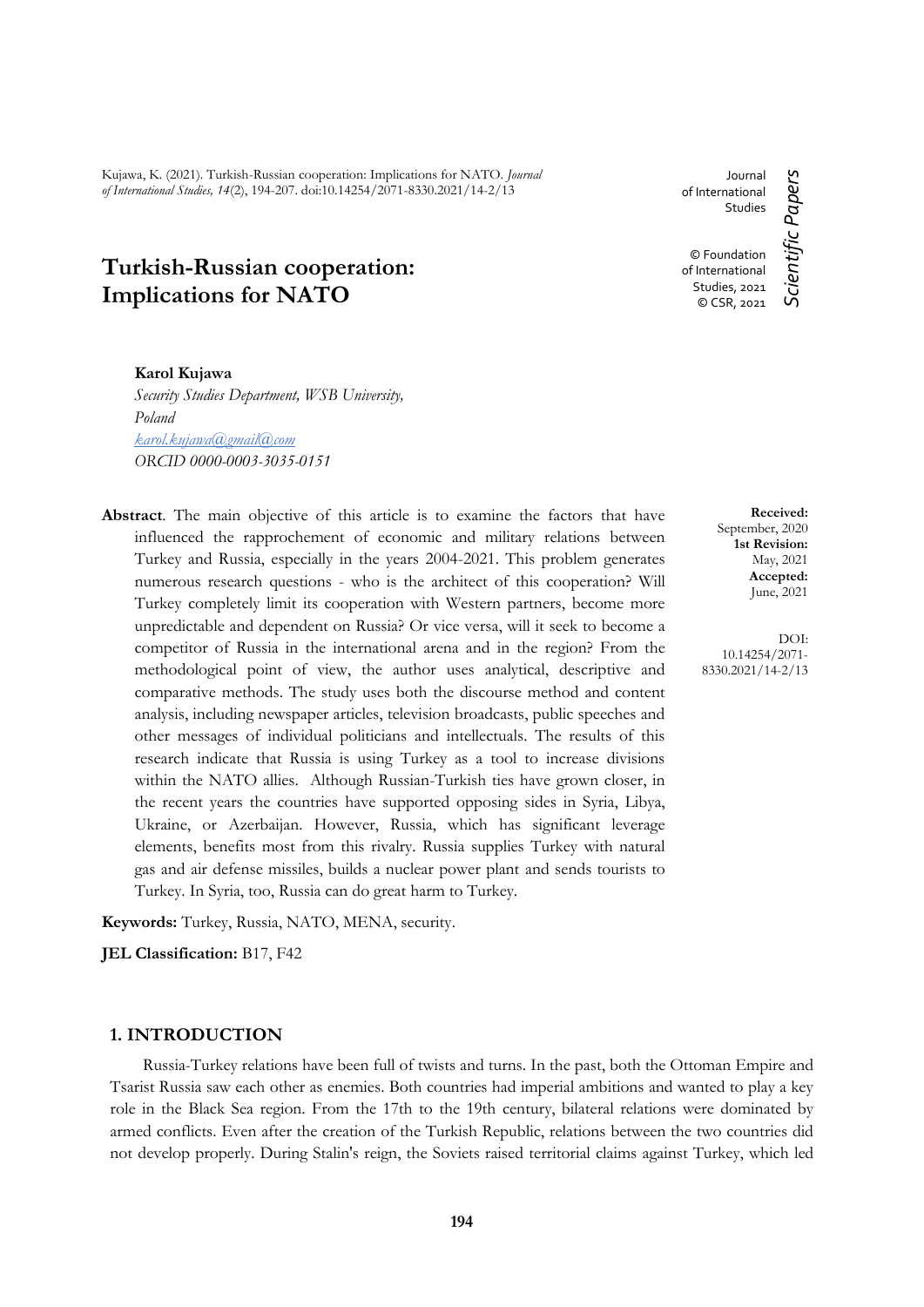Kujawa, K. (2021). Turkish-Russian cooperation: Implications for NATO. *Journal of International Studies, 14*(2), 194-207. doi:10.14254/2071-8330.2021/14-2/13

Journal of International Studies

© Foundation of International Studies, 2021
© CSR, 2021

*Scientific Papers*

# Turkish-Russian cooperation: Implications for NATO

**Karol Kujawa**
*Security Studies Department, WSB University, Poland*
*karol.kujawa@gmail@com*
*ORCID 0000-0003-3035-0151*

**Received:** September, 2020
**1st Revision:** May, 2021
**Accepted:** June, 2021

DOI: 10.14254/2071-8330.2021/14-2/13

**Abstract**. The main objective of this article is to examine the factors that have influenced the rapprochement of economic and military relations between Turkey and Russia, especially in the years 2004-2021. This problem generates numerous research questions - who is the architect of this cooperation? Will Turkey completely limit its cooperation with Western partners, become more unpredictable and dependent on Russia? Or vice versa, will it seek to become a competitor of Russia in the international arena and in the region? From the methodological point of view, the author uses analytical, descriptive and comparative methods. The study uses both the discourse method and content analysis, including newspaper articles, television broadcasts, public speeches and other messages of individual politicians and intellectuals. The results of this research indicate that Russia is using Turkey as a tool to increase divisions within the NATO allies. Although Russian-Turkish ties have grown closer, in the recent years the countries have supported opposing sides in Syria, Libya, Ukraine, or Azerbaijan. However, Russia, which has significant leverage elements, benefits most from this rivalry. Russia supplies Turkey with natural gas and air defense missiles, builds a nuclear power plant and sends tourists to Turkey. In Syria, too, Russia can do great harm to Turkey.

**Keywords:** Turkey, Russia, NATO, MENA, security.

**JEL Classification:** B17, F42

## 1. INTRODUCTION

Russia-Turkey relations have been full of twists and turns. In the past, both the Ottoman Empire and Tsarist Russia saw each other as enemies. Both countries had imperial ambitions and wanted to play a key role in the Black Sea region. From the 17th to the 19th century, bilateral relations were dominated by armed conflicts. Even after the creation of the Turkish Republic, relations between the two countries did not develop properly. During Stalin's reign, the Soviets raised territorial claims against Turkey, which led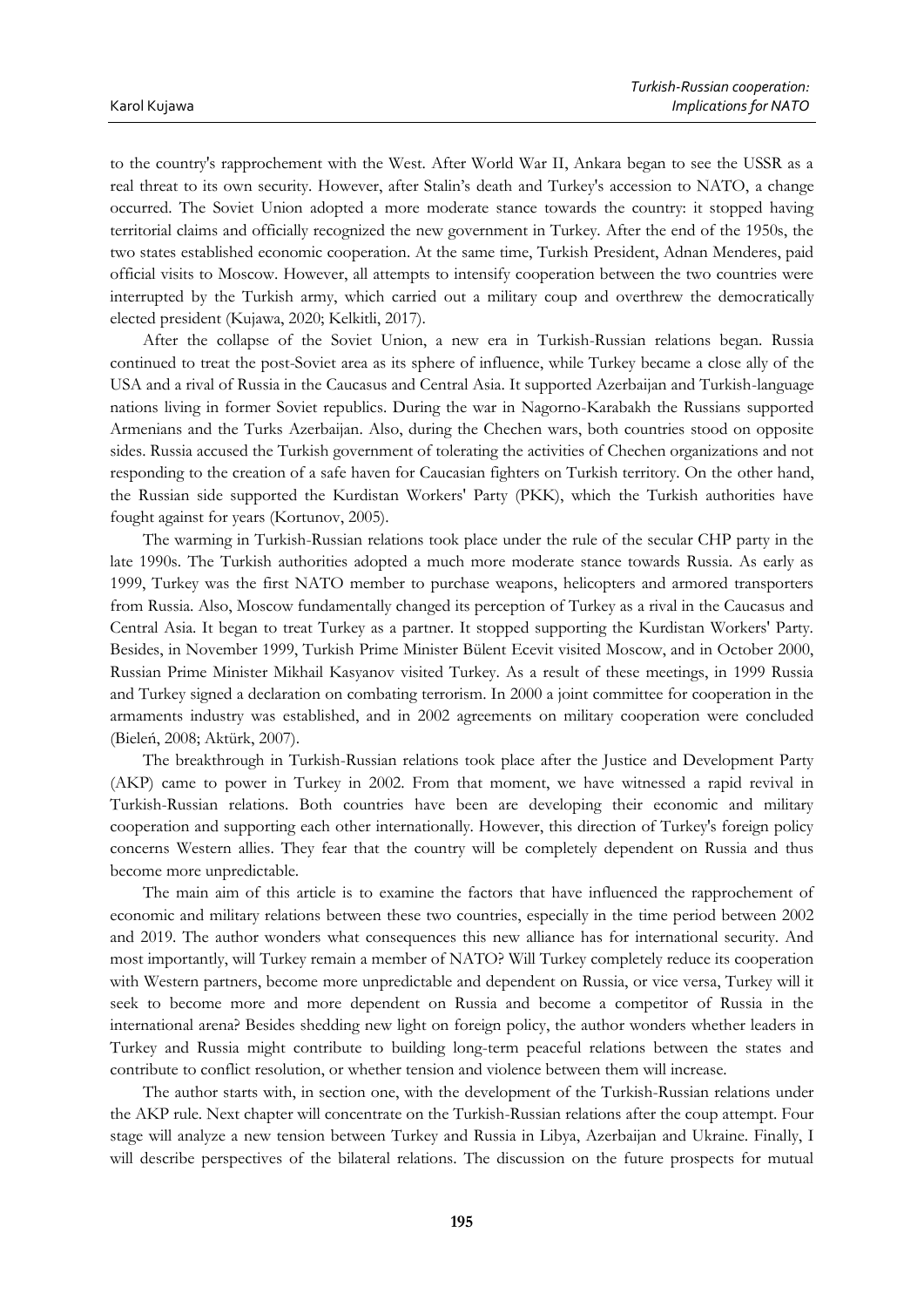to the country's rapprochement with the West. After World War II, Ankara began to see the USSR as a real threat to its own security. However, after Stalin's death and Turkey's accession to NATO, a change occurred. The Soviet Union adopted a more moderate stance towards the country: it stopped having territorial claims and officially recognized the new government in Turkey. After the end of the 1950s, the two states established economic cooperation. At the same time, Turkish President, Adnan Menderes, paid official visits to Moscow. However, all attempts to intensify cooperation between the two countries were interrupted by the Turkish army, which carried out a military coup and overthrew the democratically elected president (Kujawa, 2020; Kelkitli, 2017).

After the collapse of the Soviet Union, a new era in Turkish-Russian relations began. Russia continued to treat the post-Soviet area as its sphere of influence, while Turkey became a close ally of the USA and a rival of Russia in the Caucasus and Central Asia. It supported Azerbaijan and Turkish-language nations living in former Soviet republics. During the war in Nagorno-Karabakh the Russians supported Armenians and the Turks Azerbaijan. Also, during the Chechen wars, both countries stood on opposite sides. Russia accused the Turkish government of tolerating the activities of Chechen organizations and not responding to the creation of a safe haven for Caucasian fighters on Turkish territory. On the other hand, the Russian side supported the Kurdistan Workers' Party (PKK), which the Turkish authorities have fought against for years (Kortunov, 2005).

The warming in Turkish-Russian relations took place under the rule of the secular CHP party in the late 1990s. The Turkish authorities adopted a much more moderate stance towards Russia. As early as 1999, Turkey was the first NATO member to purchase weapons, helicopters and armored transporters from Russia. Also, Moscow fundamentally changed its perception of Turkey as a rival in the Caucasus and Central Asia. It began to treat Turkey as a partner. It stopped supporting the Kurdistan Workers' Party. Besides, in November 1999, Turkish Prime Minister Bülent Ecevit visited Moscow, and in October 2000, Russian Prime Minister Mikhail Kasyanov visited Turkey. As a result of these meetings, in 1999 Russia and Turkey signed a declaration on combating terrorism. In 2000 a joint committee for cooperation in the armaments industry was established, and in 2002 agreements on military cooperation were concluded (Bieleń, 2008; Aktürk, 2007).

The breakthrough in Turkish-Russian relations took place after the Justice and Development Party (AKP) came to power in Turkey in 2002. From that moment, we have witnessed a rapid revival in Turkish-Russian relations. Both countries have been are developing their economic and military cooperation and supporting each other internationally. However, this direction of Turkey's foreign policy concerns Western allies. They fear that the country will be completely dependent on Russia and thus become more unpredictable.

The main aim of this article is to examine the factors that have influenced the rapprochement of economic and military relations between these two countries, especially in the time period between 2002 and 2019. The author wonders what consequences this new alliance has for international security. And most importantly, will Turkey remain a member of NATO? Will Turkey completely reduce its cooperation with Western partners, become more unpredictable and dependent on Russia, or vice versa, Turkey will it seek to become more and more dependent on Russia and become a competitor of Russia in the international arena? Besides shedding new light on foreign policy, the author wonders whether leaders in Turkey and Russia might contribute to building long-term peaceful relations between the states and contribute to conflict resolution, or whether tension and violence between them will increase.

The author starts with, in section one, with the development of the Turkish-Russian relations under the AKP rule. Next chapter will concentrate on the Turkish-Russian relations after the coup attempt. Four stage will analyze a new tension between Turkey and Russia in Libya, Azerbaijan and Ukraine. Finally, I will describe perspectives of the bilateral relations. The discussion on the future prospects for mutual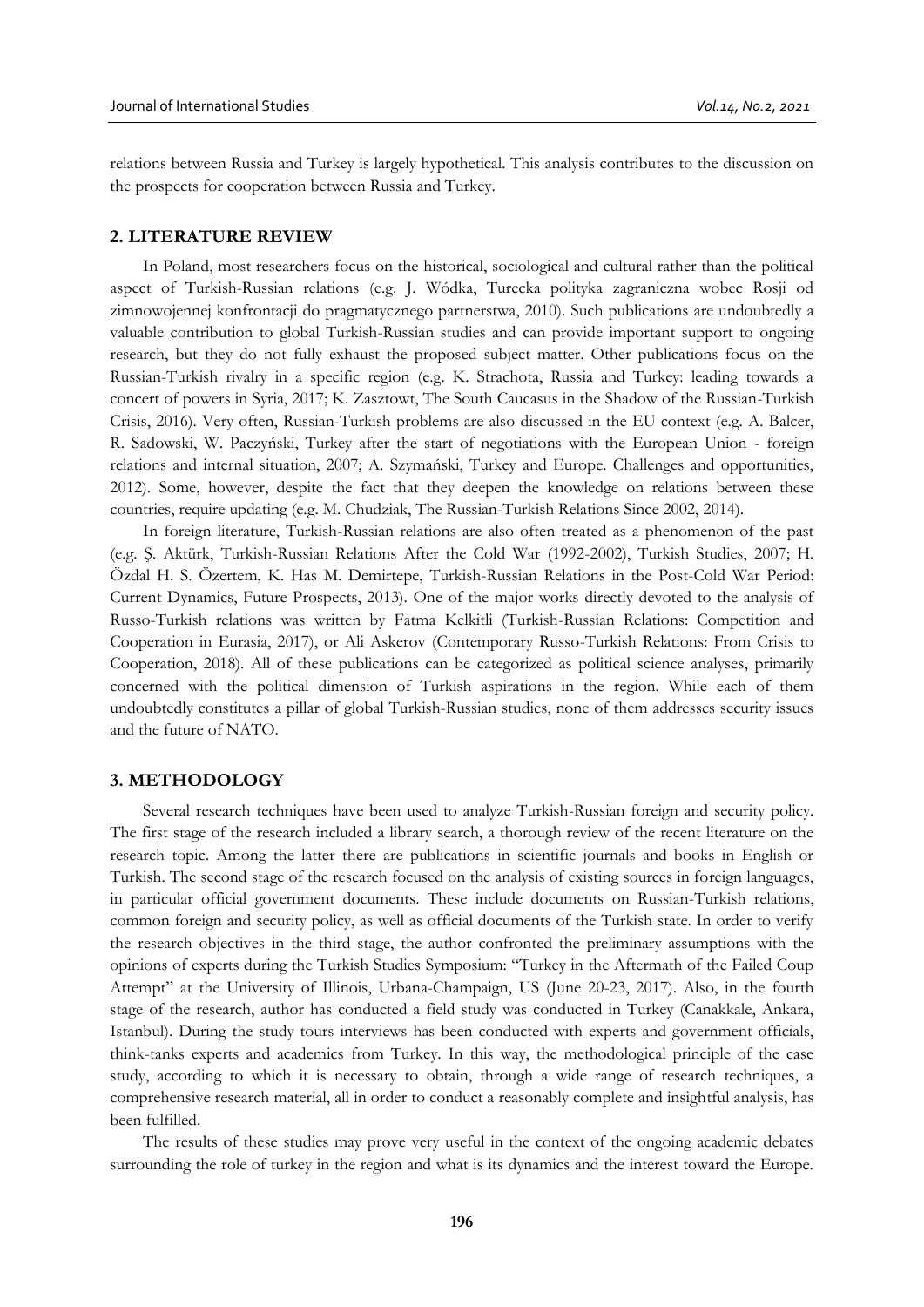relations between Russia and Turkey is largely hypothetical. This analysis contributes to the discussion on the prospects for cooperation between Russia and Turkey.

## 2. LITERATURE REVIEW

In Poland, most researchers focus on the historical, sociological and cultural rather than the political aspect of Turkish-Russian relations (e.g. J. Wódka, Turecka polityka zagraniczna wobec Rosji od zimnowojennej konfrontacji do pragmatycznego partnerstwa, 2010). Such publications are undoubtedly a valuable contribution to global Turkish-Russian studies and can provide important support to ongoing research, but they do not fully exhaust the proposed subject matter. Other publications focus on the Russian-Turkish rivalry in a specific region (e.g. K. Strachota, Russia and Turkey: leading towards a concert of powers in Syria, 2017; K. Zasztowt, The South Caucasus in the Shadow of the Russian-Turkish Crisis, 2016). Very often, Russian-Turkish problems are also discussed in the EU context (e.g. A. Balcer, R. Sadowski, W. Paczyński, Turkey after the start of negotiations with the European Union - foreign relations and internal situation, 2007; A. Szymański, Turkey and Europe. Challenges and opportunities, 2012). Some, however, despite the fact that they deepen the knowledge on relations between these countries, require updating (e.g. M. Chudziak, The Russian-Turkish Relations Since 2002, 2014).

In foreign literature, Turkish-Russian relations are also often treated as a phenomenon of the past (e.g. Ş. Aktürk, Turkish-Russian Relations After the Cold War (1992-2002), Turkish Studies, 2007; H. Özdal H. S. Özertem, K. Has M. Demirtepe, Turkish-Russian Relations in the Post-Cold War Period: Current Dynamics, Future Prospects, 2013). One of the major works directly devoted to the analysis of Russo-Turkish relations was written by Fatma Kelkitli (Turkish-Russian Relations: Competition and Cooperation in Eurasia, 2017), or Ali Askerov (Contemporary Russo-Turkish Relations: From Crisis to Cooperation, 2018). All of these publications can be categorized as political science analyses, primarily concerned with the political dimension of Turkish aspirations in the region. While each of them undoubtedly constitutes a pillar of global Turkish-Russian studies, none of them addresses security issues and the future of NATO.

## 3. METHODOLOGY

Several research techniques have been used to analyze Turkish-Russian foreign and security policy. The first stage of the research included a library search, a thorough review of the recent literature on the research topic. Among the latter there are publications in scientific journals and books in English or Turkish. The second stage of the research focused on the analysis of existing sources in foreign languages, in particular official government documents. These include documents on Russian-Turkish relations, common foreign and security policy, as well as official documents of the Turkish state. In order to verify the research objectives in the third stage, the author confronted the preliminary assumptions with the opinions of experts during the Turkish Studies Symposium: "Turkey in the Aftermath of the Failed Coup Attempt" at the University of Illinois, Urbana-Champaign, US (June 20-23, 2017). Also, in the fourth stage of the research, author has conducted a field study was conducted in Turkey (Canakkale, Ankara, Istanbul). During the study tours interviews has been conducted with experts and government officials, think-tanks experts and academics from Turkey. In this way, the methodological principle of the case study, according to which it is necessary to obtain, through a wide range of research techniques, a comprehensive research material, all in order to conduct a reasonably complete and insightful analysis, has been fulfilled.

The results of these studies may prove very useful in the context of the ongoing academic debates surrounding the role of turkey in the region and what is its dynamics and the interest toward the Europe.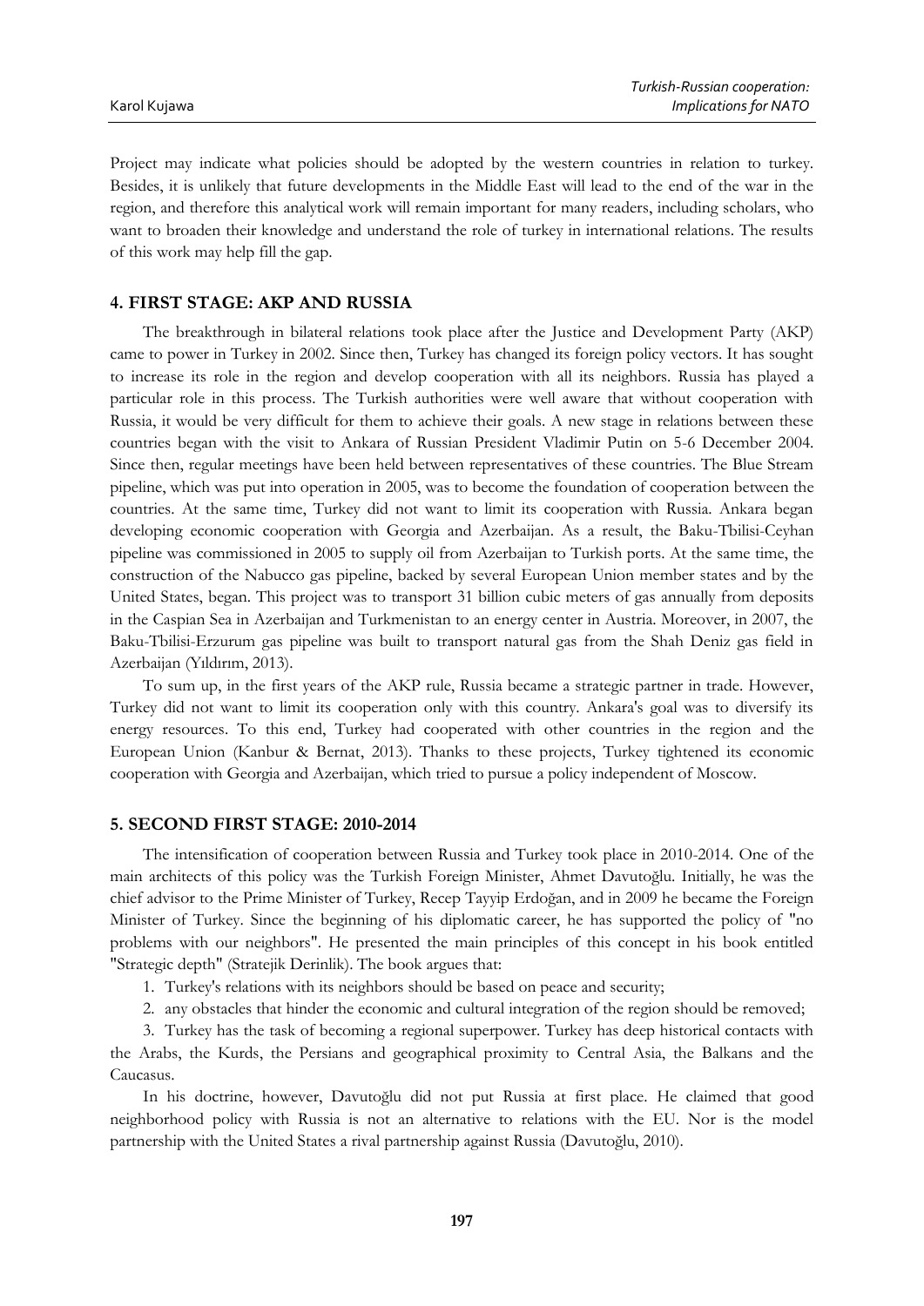Project may indicate what policies should be adopted by the western countries in relation to turkey. Besides, it is unlikely that future developments in the Middle East will lead to the end of the war in the region, and therefore this analytical work will remain important for many readers, including scholars, who want to broaden their knowledge and understand the role of turkey in international relations. The results of this work may help fill the gap.

## 4. FIRST STAGE: AKP AND RUSSIA

The breakthrough in bilateral relations took place after the Justice and Development Party (AKP) came to power in Turkey in 2002. Since then, Turkey has changed its foreign policy vectors. It has sought to increase its role in the region and develop cooperation with all its neighbors. Russia has played a particular role in this process. The Turkish authorities were well aware that without cooperation with Russia, it would be very difficult for them to achieve their goals. A new stage in relations between these countries began with the visit to Ankara of Russian President Vladimir Putin on 5-6 December 2004. Since then, regular meetings have been held between representatives of these countries. The Blue Stream pipeline, which was put into operation in 2005, was to become the foundation of cooperation between the countries. At the same time, Turkey did not want to limit its cooperation with Russia. Ankara began developing economic cooperation with Georgia and Azerbaijan. As a result, the Baku-Tbilisi-Ceyhan pipeline was commissioned in 2005 to supply oil from Azerbaijan to Turkish ports. At the same time, the construction of the Nabucco gas pipeline, backed by several European Union member states and by the United States, began. This project was to transport 31 billion cubic meters of gas annually from deposits in the Caspian Sea in Azerbaijan and Turkmenistan to an energy center in Austria. Moreover, in 2007, the Baku-Tbilisi-Erzurum gas pipeline was built to transport natural gas from the Shah Deniz gas field in Azerbaijan (Yıldırım, 2013).

To sum up, in the first years of the AKP rule, Russia became a strategic partner in trade. However, Turkey did not want to limit its cooperation only with this country. Ankara's goal was to diversify its energy resources. To this end, Turkey had cooperated with other countries in the region and the European Union (Kanbur & Bernat, 2013). Thanks to these projects, Turkey tightened its economic cooperation with Georgia and Azerbaijan, which tried to pursue a policy independent of Moscow.

## 5. SECOND FIRST STAGE: 2010-2014

The intensification of cooperation between Russia and Turkey took place in 2010-2014. One of the main architects of this policy was the Turkish Foreign Minister, Ahmet Davutoğlu. Initially, he was the chief advisor to the Prime Minister of Turkey, Recep Tayyip Erdoğan, and in 2009 he became the Foreign Minister of Turkey. Since the beginning of his diplomatic career, he has supported the policy of "no problems with our neighbors". He presented the main principles of this concept in his book entitled "Strategic depth" (Stratejik Derinlik). The book argues that:

1. Turkey's relations with its neighbors should be based on peace and security;
2. any obstacles that hinder the economic and cultural integration of the region should be removed;
3. Turkey has the task of becoming a regional superpower. Turkey has deep historical contacts with the Arabs, the Kurds, the Persians and geographical proximity to Central Asia, the Balkans and the Caucasus.

In his doctrine, however, Davutoğlu did not put Russia at first place. He claimed that good neighborhood policy with Russia is not an alternative to relations with the EU. Nor is the model partnership with the United States a rival partnership against Russia (Davutoğlu, 2010).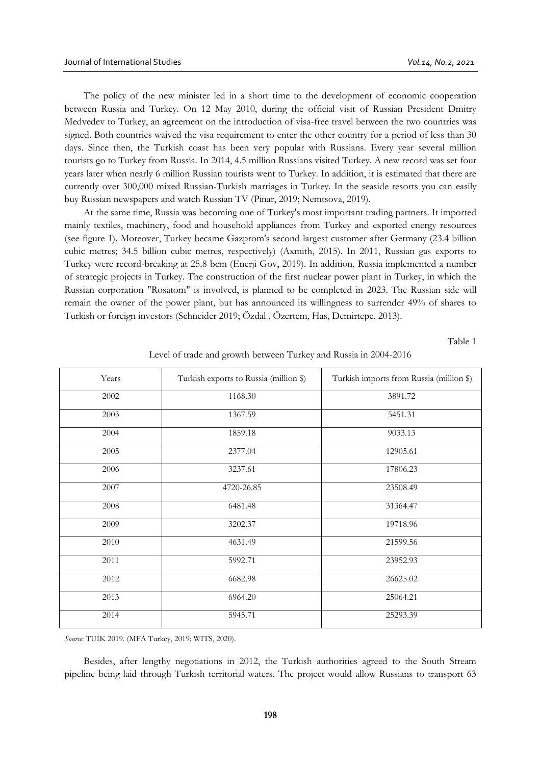The policy of the new minister led in a short time to the development of economic cooperation between Russia and Turkey. On 12 May 2010, during the official visit of Russian President Dmitry Medvedev to Turkey, an agreement on the introduction of visa-free travel between the two countries was signed. Both countries waived the visa requirement to enter the other country for a period of less than 30 days. Since then, the Turkish coast has been very popular with Russians. Every year several million tourists go to Turkey from Russia. In 2014, 4.5 million Russians visited Turkey. A new record was set four years later when nearly 6 million Russian tourists went to Turkey. In addition, it is estimated that there are currently over 300,000 mixed Russian-Turkish marriages in Turkey. In the seaside resorts you can easily buy Russian newspapers and watch Russian TV (Pinar, 2019; Nemtsova, 2019).

At the same time, Russia was becoming one of Turkey's most important trading partners. It imported mainly textiles, machinery, food and household appliances from Turkey and exported energy resources (see figure 1). Moreover, Turkey became Gazprom's second largest customer after Germany (23.4 billion cubic metres; 34.5 billion cubic metres, respectively) (Axmith, 2015). In 2011, Russian gas exports to Turkey were record-breaking at 25.8 bcm (Enerji Gov, 2019). In addition, Russia implemented a number of strategic projects in Turkey. The construction of the first nuclear power plant in Turkey, in which the Russian corporation "Rosatom" is involved, is planned to be completed in 2023. The Russian side will remain the owner of the power plant, but has announced its willingness to surrender 49% of shares to Turkish or foreign investors (Schneider 2019; Özdal , Özertem, Has, Demirtepe, 2013).

Table 1

Level of trade and growth between Turkey and Russia in 2004-2016

| Years | Turkish exports to Russia (million $) | Turkish imports from Russia (million $) |
|---|---|---|
| 2002 | 1168.30 | 3891.72 |
| 2003 | 1367.59 | 5451.31 |
| 2004 | 1859.18 | 9033.13 |
| 2005 | 2377.04 | 12905.61 |
| 2006 | 3237.61 | 17806.23 |
| 2007 | 4720-26.85 | 23508.49 |
| 2008 | 6481.48 | 31364.47 |
| 2009 | 3202.37 | 19718.96 |
| 2010 | 4631.49 | 21599.56 |
| 2011 | 5992.71 | 23952.93 |
| 2012 | 6682.98 | 26625.02 |
| 2013 | 6964.20 | 25064.21 |
| 2014 | 5945.71 | 25293.39 |

*Source*: TUİK 2019. (MFA Turkey, 2019; WITS, 2020).

Besides, after lengthy negotiations in 2012, the Turkish authorities agreed to the South Stream pipeline being laid through Turkish territorial waters. The project would allow Russians to transport 63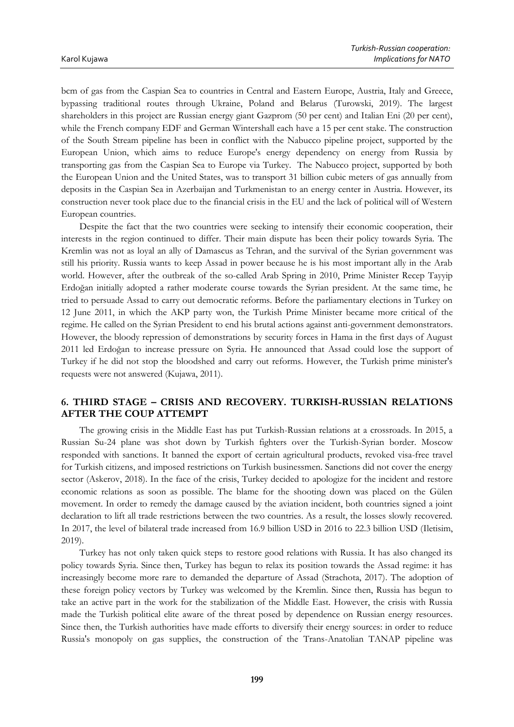bcm of gas from the Caspian Sea to countries in Central and Eastern Europe, Austria, Italy and Greece, bypassing traditional routes through Ukraine, Poland and Belarus (Turowski, 2019). The largest shareholders in this project are Russian energy giant Gazprom (50 per cent) and Italian Eni (20 per cent), while the French company EDF and German Wintershall each have a 15 per cent stake. The construction of the South Stream pipeline has been in conflict with the Nabucco pipeline project, supported by the European Union, which aims to reduce Europe's energy dependency on energy from Russia by transporting gas from the Caspian Sea to Europe via Turkey. The Nabucco project, supported by both the European Union and the United States, was to transport 31 billion cubic meters of gas annually from deposits in the Caspian Sea in Azerbaijan and Turkmenistan to an energy center in Austria. However, its construction never took place due to the financial crisis in the EU and the lack of political will of Western European countries.

Despite the fact that the two countries were seeking to intensify their economic cooperation, their interests in the region continued to differ. Their main dispute has been their policy towards Syria. The Kremlin was not as loyal an ally of Damascus as Tehran, and the survival of the Syrian government was still his priority. Russia wants to keep Assad in power because he is his most important ally in the Arab world. However, after the outbreak of the so-called Arab Spring in 2010, Prime Minister Recep Tayyip Erdoğan initially adopted a rather moderate course towards the Syrian president. At the same time, he tried to persuade Assad to carry out democratic reforms. Before the parliamentary elections in Turkey on 12 June 2011, in which the AKP party won, the Turkish Prime Minister became more critical of the regime. He called on the Syrian President to end his brutal actions against anti-government demonstrators. However, the bloody repression of demonstrations by security forces in Hama in the first days of August 2011 led Erdoğan to increase pressure on Syria. He announced that Assad could lose the support of Turkey if he did not stop the bloodshed and carry out reforms. However, the Turkish prime minister's requests were not answered (Kujawa, 2011).

## 6. THIRD STAGE – CRISIS AND RECOVERY. TURKISH-RUSSIAN RELATIONS AFTER THE COUP ATTEMPT

The growing crisis in the Middle East has put Turkish-Russian relations at a crossroads. In 2015, a Russian Su-24 plane was shot down by Turkish fighters over the Turkish-Syrian border. Moscow responded with sanctions. It banned the export of certain agricultural products, revoked visa-free travel for Turkish citizens, and imposed restrictions on Turkish businessmen. Sanctions did not cover the energy sector (Askerov, 2018). In the face of the crisis, Turkey decided to apologize for the incident and restore economic relations as soon as possible. The blame for the shooting down was placed on the Gülen movement. In order to remedy the damage caused by the aviation incident, both countries signed a joint declaration to lift all trade restrictions between the two countries. As a result, the losses slowly recovered. In 2017, the level of bilateral trade increased from 16.9 billion USD in 2016 to 22.3 billion USD (Iletisim, 2019).

Turkey has not only taken quick steps to restore good relations with Russia. It has also changed its policy towards Syria. Since then, Turkey has begun to relax its position towards the Assad regime: it has increasingly become more rare to demanded the departure of Assad (Strachota, 2017). The adoption of these foreign policy vectors by Turkey was welcomed by the Kremlin. Since then, Russia has begun to take an active part in the work for the stabilization of the Middle East. However, the crisis with Russia made the Turkish political elite aware of the threat posed by dependence on Russian energy resources. Since then, the Turkish authorities have made efforts to diversify their energy sources: in order to reduce Russia's monopoly on gas supplies, the construction of the Trans-Anatolian TANAP pipeline was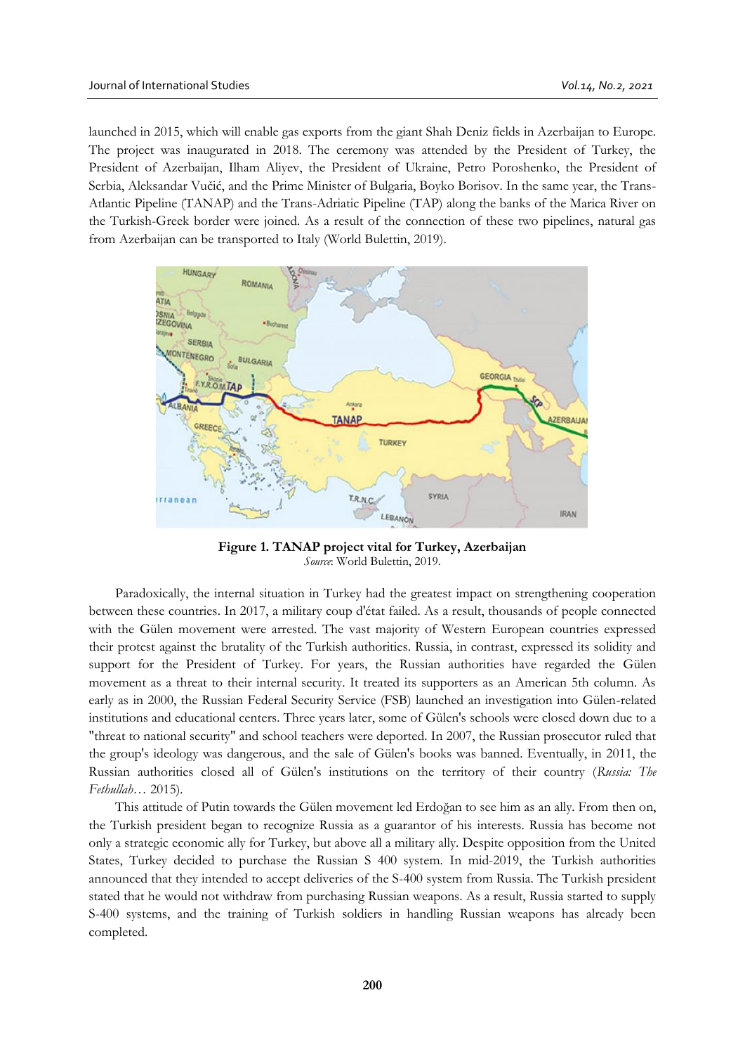launched in 2015, which will enable gas exports from the giant Shah Deniz fields in Azerbaijan to Europe. The project was inaugurated in 2018. The ceremony was attended by the President of Turkey, the President of Azerbaijan, Ilham Aliyev, the President of Ukraine, Petro Poroshenko, the President of Serbia, Aleksandar Vučić, and the Prime Minister of Bulgaria, Boyko Borisov. In the same year, the Trans-Atlantic Pipeline (TANAP) and the Trans-Adriatic Pipeline (TAP) along the banks of the Marica River on the Turkish-Greek border were joined. As a result of the connection of these two pipelines, natural gas from Azerbaijan can be transported to Italy (World Bulettin, 2019).

**Figure 1. TANAP project vital for Turkey, Azerbaijan**
*Source*: World Bulettin, 2019.

Paradoxically, the internal situation in Turkey had the greatest impact on strengthening cooperation between these countries. In 2017, a military coup d'état failed. As a result, thousands of people connected with the Gülen movement were arrested. The vast majority of Western European countries expressed their protest against the brutality of the Turkish authorities. Russia, in contrast, expressed its solidity and support for the President of Turkey. For years, the Russian authorities have regarded the Gülen movement as a threat to their internal security. It treated its supporters as an American 5th column. As early as in 2000, the Russian Federal Security Service (FSB) launched an investigation into Gülen-related institutions and educational centers. Three years later, some of Gülen's schools were closed down due to a "threat to national security" and school teachers were deported. In 2007, the Russian prosecutor ruled that the group's ideology was dangerous, and the sale of Gülen's books was banned. Eventually, in 2011, the Russian authorities closed all of Gülen's institutions on the territory of their country (*Russia: The Fethullah…* 2015).

This attitude of Putin towards the Gülen movement led Erdoğan to see him as an ally. From then on, the Turkish president began to recognize Russia as a guarantor of his interests. Russia has become not only a strategic economic ally for Turkey, but above all a military ally. Despite opposition from the United States, Turkey decided to purchase the Russian S 400 system. In mid-2019, the Turkish authorities announced that they intended to accept deliveries of the S-400 system from Russia. The Turkish president stated that he would not withdraw from purchasing Russian weapons. As a result, Russia started to supply S-400 systems, and the training of Turkish soldiers in handling Russian weapons has already been completed.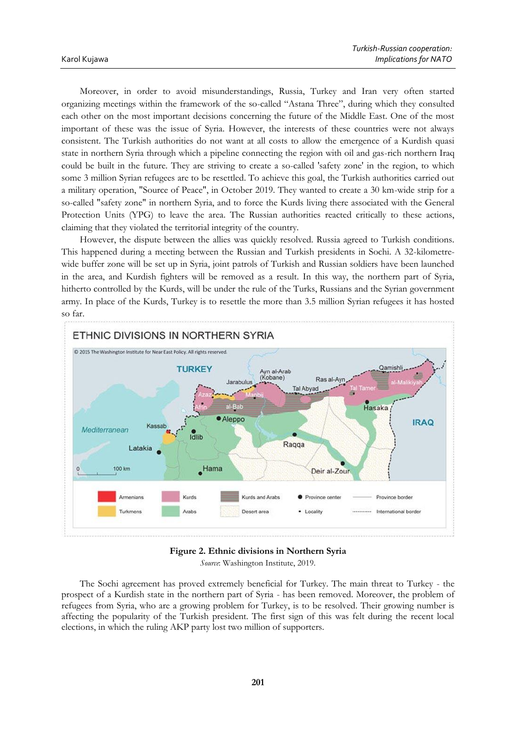Moreover, in order to avoid misunderstandings, Russia, Turkey and Iran very often started organizing meetings within the framework of the so-called "Astana Three", during which they consulted each other on the most important decisions concerning the future of the Middle East. One of the most important of these was the issue of Syria. However, the interests of these countries were not always consistent. The Turkish authorities do not want at all costs to allow the emergence of a Kurdish quasi state in northern Syria through which a pipeline connecting the region with oil and gas-rich northern Iraq could be built in the future. They are striving to create a so-called 'safety zone' in the region, to which some 3 million Syrian refugees are to be resettled. To achieve this goal, the Turkish authorities carried out a military operation, "Source of Peace", in October 2019. They wanted to create a 30 km-wide strip for a so-called "safety zone" in northern Syria, and to force the Kurds living there associated with the General Protection Units (YPG) to leave the area. The Russian authorities reacted critically to these actions, claiming that they violated the territorial integrity of the country.

However, the dispute between the allies was quickly resolved. Russia agreed to Turkish conditions. This happened during a meeting between the Russian and Turkish presidents in Sochi. A 32-kilometre-wide buffer zone will be set up in Syria, joint patrols of Turkish and Russian soldiers have been launched in the area, and Kurdish fighters will be removed as a result. In this way, the northern part of Syria, hitherto controlled by the Kurds, will be under the rule of the Turks, Russians and the Syrian government army. In place of the Kurds, Turkey is to resettle the more than 3.5 million Syrian refugees it has hosted so far.

**Figure 2. Ethnic divisions in Northern Syria**
*Source*: Washington Institute, 2019.

The Sochi agreement has proved extremely beneficial for Turkey. The main threat to Turkey - the prospect of a Kurdish state in the northern part of Syria - has been removed. Moreover, the problem of refugees from Syria, who are a growing problem for Turkey, is to be resolved. Their growing number is affecting the popularity of the Turkish president. The first sign of this was felt during the recent local elections, in which the ruling AKP party lost two million of supporters.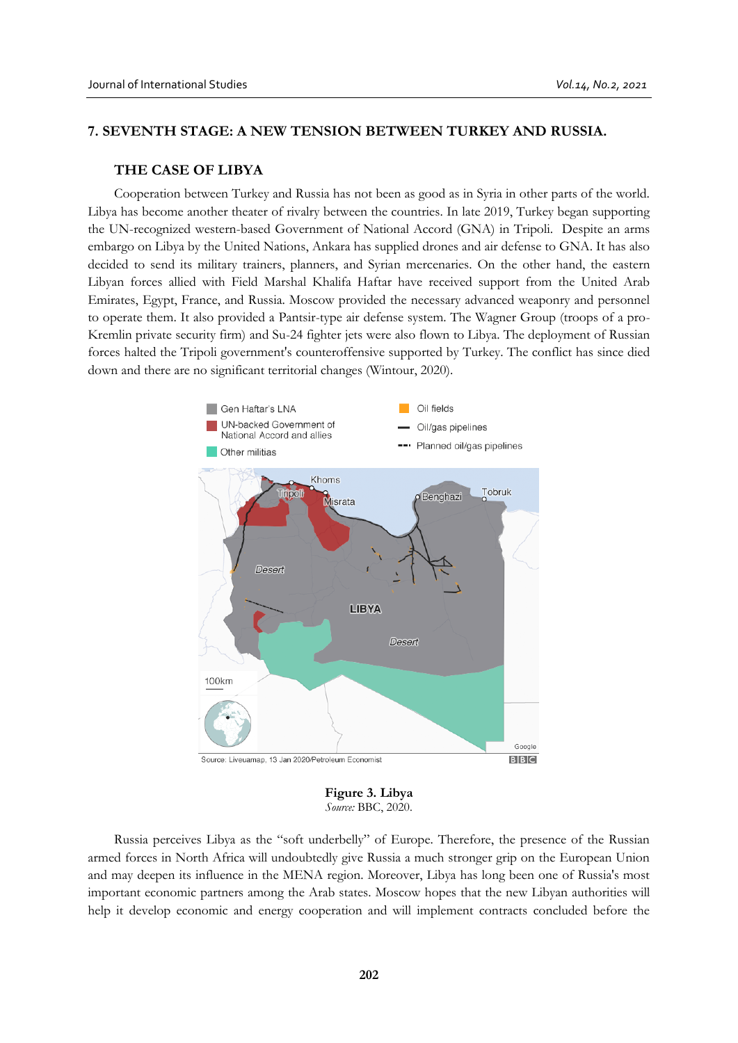## 7. SEVENTH STAGE: A NEW TENSION BETWEEN TURKEY AND RUSSIA.

### THE CASE OF LIBYA

Cooperation between Turkey and Russia has not been as good as in Syria in other parts of the world. Libya has become another theater of rivalry between the countries. In late 2019, Turkey began supporting the UN-recognized western-based Government of National Accord (GNA) in Tripoli. Despite an arms embargo on Libya by the United Nations, Ankara has supplied drones and air defense to GNA. It has also decided to send its military trainers, planners, and Syrian mercenaries. On the other hand, the eastern Libyan forces allied with Field Marshal Khalifa Haftar have received support from the United Arab Emirates, Egypt, France, and Russia. Moscow provided the necessary advanced weaponry and personnel to operate them. It also provided a Pantsir-type air defense system. The Wagner Group (troops of a pro-Kremlin private security firm) and Su-24 fighter jets were also flown to Libya. The deployment of Russian forces halted the Tripoli government's counteroffensive supported by Turkey. The conflict has since died down and there are no significant territorial changes (Wintour, 2020).

**Figure 3. Libya**
*Source:* BBC, 2020.

Russia perceives Libya as the "soft underbelly" of Europe. Therefore, the presence of the Russian armed forces in North Africa will undoubtedly give Russia a much stronger grip on the European Union and may deepen its influence in the MENA region. Moreover, Libya has long been one of Russia's most important economic partners among the Arab states. Moscow hopes that the new Libyan authorities will help it develop economic and energy cooperation and will implement contracts concluded before the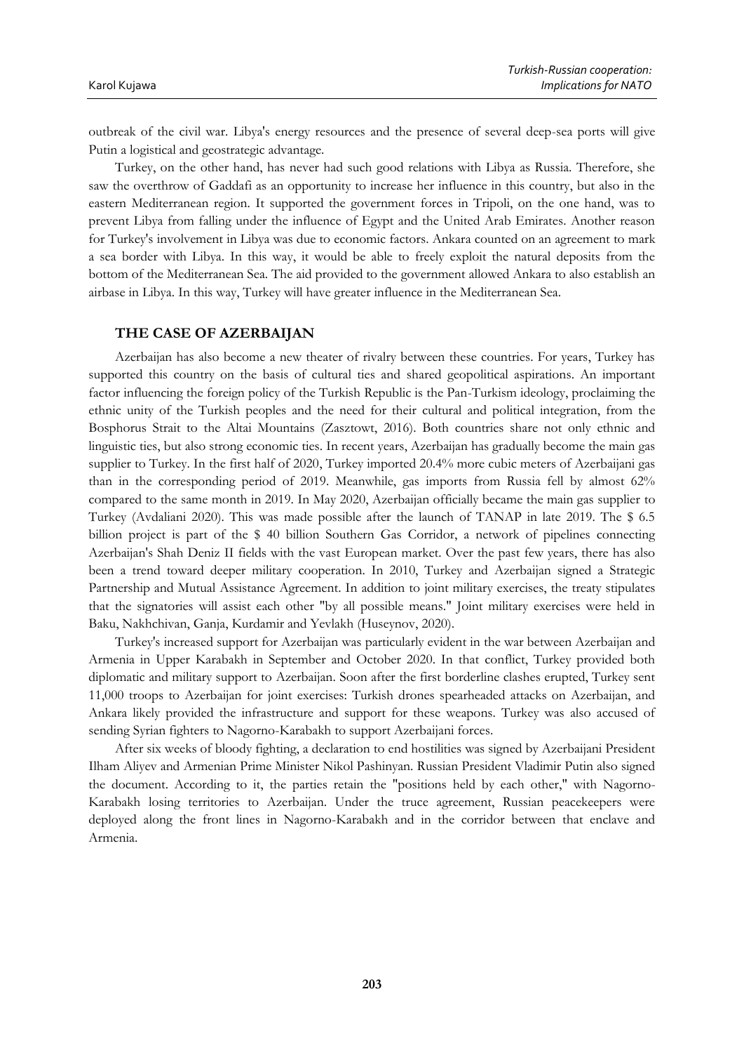outbreak of the civil war. Libya's energy resources and the presence of several deep-sea ports will give Putin a logistical and geostrategic advantage.

Turkey, on the other hand, has never had such good relations with Libya as Russia. Therefore, she saw the overthrow of Gaddafi as an opportunity to increase her influence in this country, but also in the eastern Mediterranean region. It supported the government forces in Tripoli, on the one hand, was to prevent Libya from falling under the influence of Egypt and the United Arab Emirates. Another reason for Turkey's involvement in Libya was due to economic factors. Ankara counted on an agreement to mark a sea border with Libya. In this way, it would be able to freely exploit the natural deposits from the bottom of the Mediterranean Sea. The aid provided to the government allowed Ankara to also establish an airbase in Libya. In this way, Turkey will have greater influence in the Mediterranean Sea.

## THE CASE OF AZERBAIJAN

Azerbaijan has also become a new theater of rivalry between these countries. For years, Turkey has supported this country on the basis of cultural ties and shared geopolitical aspirations. An important factor influencing the foreign policy of the Turkish Republic is the Pan-Turkism ideology, proclaiming the ethnic unity of the Turkish peoples and the need for their cultural and political integration, from the Bosphorus Strait to the Altai Mountains (Zasztowt, 2016). Both countries share not only ethnic and linguistic ties, but also strong economic ties. In recent years, Azerbaijan has gradually become the main gas supplier to Turkey. In the first half of 2020, Turkey imported 20.4% more cubic meters of Azerbaijani gas than in the corresponding period of 2019. Meanwhile, gas imports from Russia fell by almost 62% compared to the same month in 2019. In May 2020, Azerbaijan officially became the main gas supplier to Turkey (Avdaliani 2020). This was made possible after the launch of TANAP in late 2019. The $ 6.5 billion project is part of the $ 40 billion Southern Gas Corridor, a network of pipelines connecting Azerbaijan's Shah Deniz II fields with the vast European market. Over the past few years, there has also been a trend toward deeper military cooperation. In 2010, Turkey and Azerbaijan signed a Strategic Partnership and Mutual Assistance Agreement. In addition to joint military exercises, the treaty stipulates that the signatories will assist each other "by all possible means." Joint military exercises were held in Baku, Nakhchivan, Ganja, Kurdamir and Yevlakh (Huseynov, 2020).

Turkey's increased support for Azerbaijan was particularly evident in the war between Azerbaijan and Armenia in Upper Karabakh in September and October 2020. In that conflict, Turkey provided both diplomatic and military support to Azerbaijan. Soon after the first borderline clashes erupted, Turkey sent 11,000 troops to Azerbaijan for joint exercises: Turkish drones spearheaded attacks on Azerbaijan, and Ankara likely provided the infrastructure and support for these weapons. Turkey was also accused of sending Syrian fighters to Nagorno-Karabakh to support Azerbaijani forces.

After six weeks of bloody fighting, a declaration to end hostilities was signed by Azerbaijani President Ilham Aliyev and Armenian Prime Minister Nikol Pashinyan. Russian President Vladimir Putin also signed the document. According to it, the parties retain the "positions held by each other," with Nagorno-Karabakh losing territories to Azerbaijan. Under the truce agreement, Russian peacekeepers were deployed along the front lines in Nagorno-Karabakh and in the corridor between that enclave and Armenia.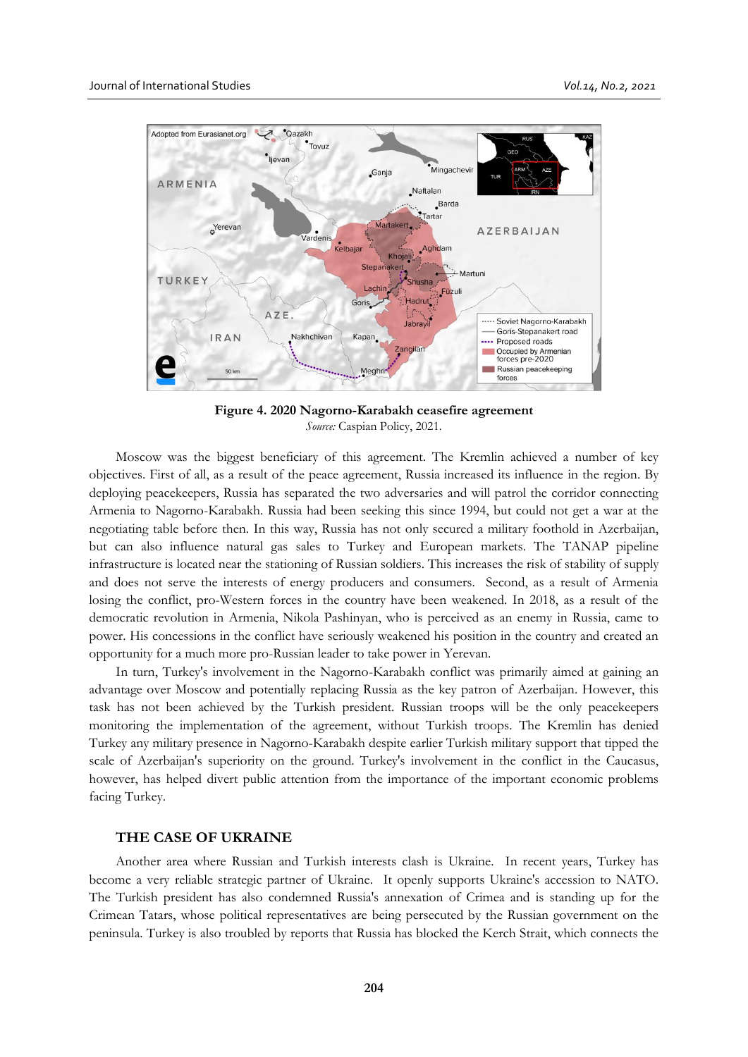**Figure 4. 2020 Nagorno-Karabakh ceasefire agreement**
*Source:* Caspian Policy, 2021.

Moscow was the biggest beneficiary of this agreement. The Kremlin achieved a number of key objectives. First of all, as a result of the peace agreement, Russia increased its influence in the region. By deploying peacekeepers, Russia has separated the two adversaries and will patrol the corridor connecting Armenia to Nagorno-Karabakh. Russia had been seeking this since 1994, but could not get a war at the negotiating table before then. In this way, Russia has not only secured a military foothold in Azerbaijan, but can also influence natural gas sales to Turkey and European markets. The TANAP pipeline infrastructure is located near the stationing of Russian soldiers. This increases the risk of stability of supply and does not serve the interests of energy producers and consumers. Second, as a result of Armenia losing the conflict, pro-Western forces in the country have been weakened. In 2018, as a result of the democratic revolution in Armenia, Nikola Pashinyan, who is perceived as an enemy in Russia, came to power. His concessions in the conflict have seriously weakened his position in the country and created an opportunity for a much more pro-Russian leader to take power in Yerevan.

In turn, Turkey's involvement in the Nagorno-Karabakh conflict was primarily aimed at gaining an advantage over Moscow and potentially replacing Russia as the key patron of Azerbaijan. However, this task has not been achieved by the Turkish president. Russian troops will be the only peacekeepers monitoring the implementation of the agreement, without Turkish troops. The Kremlin has denied Turkey any military presence in Nagorno-Karabakh despite earlier Turkish military support that tipped the scale of Azerbaijan's superiority on the ground. Turkey's involvement in the conflict in the Caucasus, however, has helped divert public attention from the importance of the important economic problems facing Turkey.

## THE CASE OF UKRAINE

Another area where Russian and Turkish interests clash is Ukraine. In recent years, Turkey has become a very reliable strategic partner of Ukraine. It openly supports Ukraine's accession to NATO. The Turkish president has also condemned Russia's annexation of Crimea and is standing up for the Crimean Tatars, whose political representatives are being persecuted by the Russian government on the peninsula. Turkey is also troubled by reports that Russia has blocked the Kerch Strait, which connects the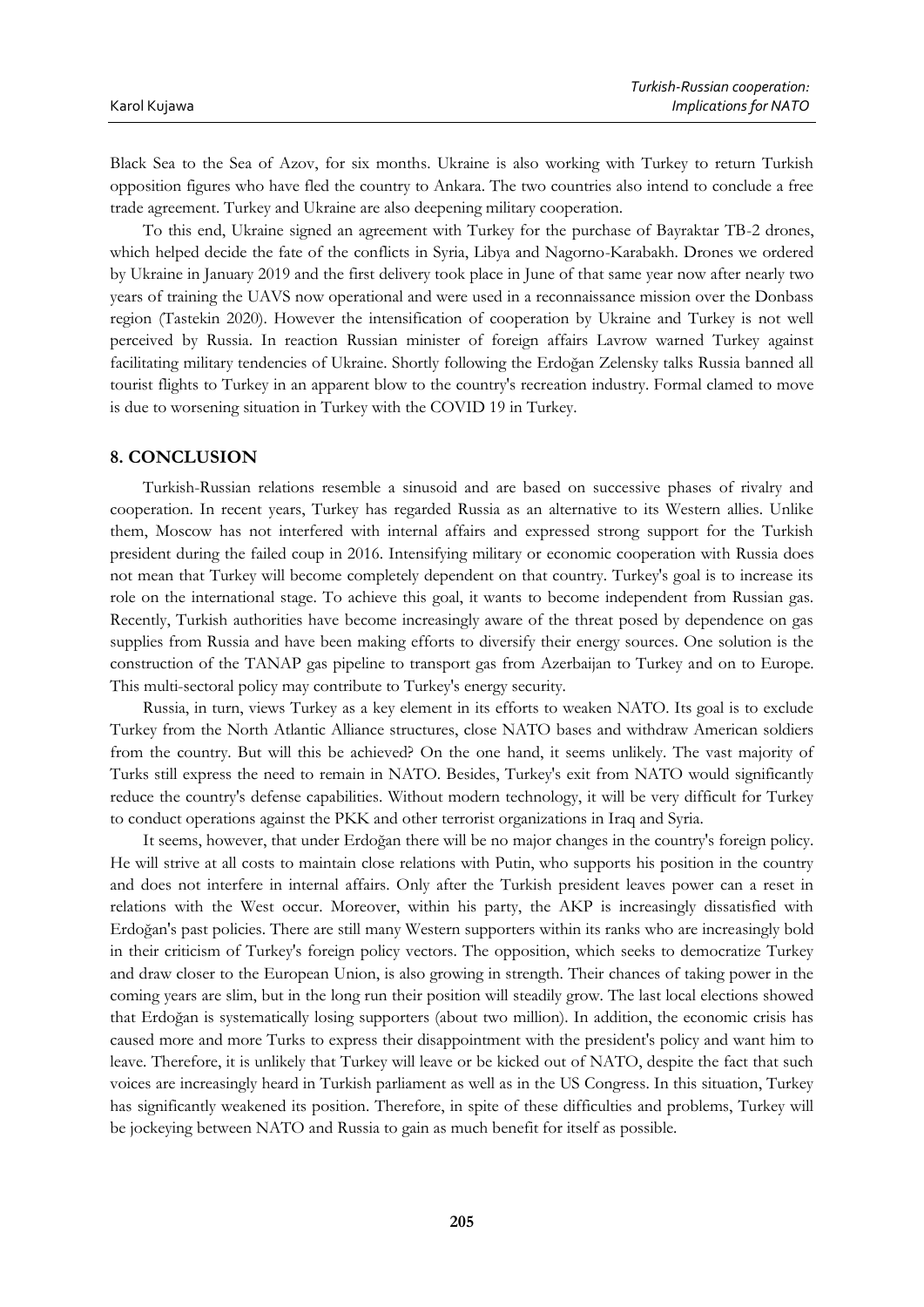Black Sea to the Sea of Azov, for six months. Ukraine is also working with Turkey to return Turkish opposition figures who have fled the country to Ankara. The two countries also intend to conclude a free trade agreement. Turkey and Ukraine are also deepening military cooperation.

To this end, Ukraine signed an agreement with Turkey for the purchase of Bayraktar TB-2 drones, which helped decide the fate of the conflicts in Syria, Libya and Nagorno-Karabakh. Drones we ordered by Ukraine in January 2019 and the first delivery took place in June of that same year now after nearly two years of training the UAVS now operational and were used in a reconnaissance mission over the Donbass region (Tastekin 2020). However the intensification of cooperation by Ukraine and Turkey is not well perceived by Russia. In reaction Russian minister of foreign affairs Lavrow warned Turkey against facilitating military tendencies of Ukraine. Shortly following the Erdoğan Zelensky talks Russia banned all tourist flights to Turkey in an apparent blow to the country's recreation industry. Formal clamed to move is due to worsening situation in Turkey with the COVID 19 in Turkey.

## 8. CONCLUSION

Turkish-Russian relations resemble a sinusoid and are based on successive phases of rivalry and cooperation. In recent years, Turkey has regarded Russia as an alternative to its Western allies. Unlike them, Moscow has not interfered with internal affairs and expressed strong support for the Turkish president during the failed coup in 2016. Intensifying military or economic cooperation with Russia does not mean that Turkey will become completely dependent on that country. Turkey's goal is to increase its role on the international stage. To achieve this goal, it wants to become independent from Russian gas. Recently, Turkish authorities have become increasingly aware of the threat posed by dependence on gas supplies from Russia and have been making efforts to diversify their energy sources. One solution is the construction of the TANAP gas pipeline to transport gas from Azerbaijan to Turkey and on to Europe. This multi-sectoral policy may contribute to Turkey's energy security.

Russia, in turn, views Turkey as a key element in its efforts to weaken NATO. Its goal is to exclude Turkey from the North Atlantic Alliance structures, close NATO bases and withdraw American soldiers from the country. But will this be achieved? On the one hand, it seems unlikely. The vast majority of Turks still express the need to remain in NATO. Besides, Turkey's exit from NATO would significantly reduce the country's defense capabilities. Without modern technology, it will be very difficult for Turkey to conduct operations against the PKK and other terrorist organizations in Iraq and Syria.

It seems, however, that under Erdoğan there will be no major changes in the country's foreign policy. He will strive at all costs to maintain close relations with Putin, who supports his position in the country and does not interfere in internal affairs. Only after the Turkish president leaves power can a reset in relations with the West occur. Moreover, within his party, the AKP is increasingly dissatisfied with Erdoğan's past policies. There are still many Western supporters within its ranks who are increasingly bold in their criticism of Turkey's foreign policy vectors. The opposition, which seeks to democratize Turkey and draw closer to the European Union, is also growing in strength. Their chances of taking power in the coming years are slim, but in the long run their position will steadily grow. The last local elections showed that Erdoğan is systematically losing supporters (about two million). In addition, the economic crisis has caused more and more Turks to express their disappointment with the president's policy and want him to leave. Therefore, it is unlikely that Turkey will leave or be kicked out of NATO, despite the fact that such voices are increasingly heard in Turkish parliament as well as in the US Congress. In this situation, Turkey has significantly weakened its position. Therefore, in spite of these difficulties and problems, Turkey will be jockeying between NATO and Russia to gain as much benefit for itself as possible.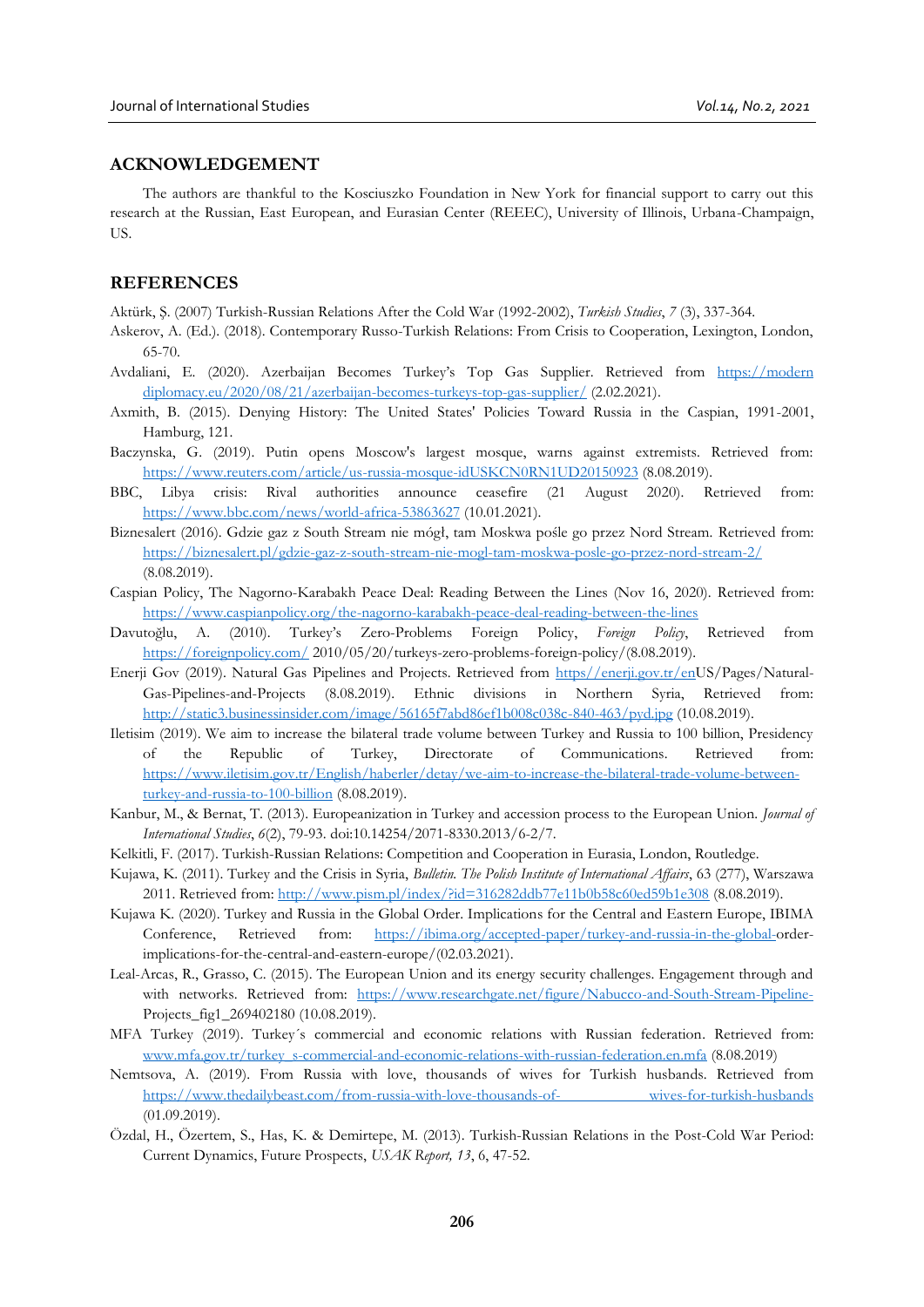## ACKNOWLEDGEMENT

The authors are thankful to the Kosciuszko Foundation in New York for financial support to carry out this research at the Russian, East European, and Eurasian Center (REEEC), University of Illinois, Urbana-Champaign, US.

## REFERENCES

Aktürk, Ş. (2007) Turkish-Russian Relations After the Cold War (1992-2002), *Turkish Studies*, *7* (3), 337-364.

Askerov, A. (Ed.). (2018). Contemporary Russo-Turkish Relations: From Crisis to Cooperation, Lexington, London, 65-70.

Avdaliani, E. (2020). Azerbaijan Becomes Turkey's Top Gas Supplier. Retrieved from https://moderndiplomacy.eu/2020/08/21/azerbaijan-becomes-turkeys-top-gas-supplier/ (2.02.2021).

Axmith, B. (2015). Denying History: The United States' Policies Toward Russia in the Caspian, 1991-2001, Hamburg, 121.

Baczynska, G. (2019). Putin opens Moscow's largest mosque, warns against extremists. Retrieved from: https://www.reuters.com/article/us-russia-mosque-idUSKCN0RN1UD20150923 (8.08.2019).

BBC, Libya crisis: Rival authorities announce ceasefire (21 August 2020). Retrieved from: https://www.bbc.com/news/world-africa-53863627 (10.01.2021).

Biznesalert (2016). Gdzie gaz z South Stream nie mógł, tam Moskwa pośle go przez Nord Stream. Retrieved from: https://biznesalert.pl/gdzie-gaz-z-south-stream-nie-mogl-tam-moskwa-posle-go-przez-nord-stream-2/ (8.08.2019).

Caspian Policy, The Nagorno-Karabakh Peace Deal: Reading Between the Lines (Nov 16, 2020). Retrieved from: https://www.caspianpolicy.org/the-nagorno-karabakh-peace-deal-reading-between-the-lines

Davutoğlu, A. (2010). Turkey's Zero-Problems Foreign Policy, *Foreign Policy*, Retrieved from https://foreignpolicy.com/ 2010/05/20/turkeys-zero-problems-foreign-policy/(8.08.2019).

Enerji Gov (2019). Natural Gas Pipelines and Projects. Retrieved from https//enerji.gov.tr/enUS/Pages/Natural-Gas-Pipelines-and-Projects (8.08.2019). Ethnic divisions in Northern Syria, Retrieved from: http://static3.businessinsider.com/image/56165f7abd86ef1b008c038c-840-463/pyd.jpg (10.08.2019).

Iletisim (2019). We aim to increase the bilateral trade volume between Turkey and Russia to 100 billion, Presidency of the Republic of Turkey, Directorate of Communications. Retrieved from: https://www.iletisim.gov.tr/English/haberler/detay/we-aim-to-increase-the-bilateral-trade-volume-between-turkey-and-russia-to-100-billion (8.08.2019).

Kanbur, M., & Bernat, T. (2013). Europeanization in Turkey and accession process to the European Union. *Journal of International Studies*, *6*(2), 79-93. doi:10.14254/2071-8330.2013/6-2/7.

Kelkitli, F. (2017). Turkish-Russian Relations: Competition and Cooperation in Eurasia, London, Routledge.

Kujawa, K. (2011). Turkey and the Crisis in Syria, *Bulletin. The Polish Institute of International Affairs*, 63 (277), Warszawa 2011. Retrieved from: http://www.pism.pl/index/?id=316282ddb77e11b0b58c60ed59b1e308 (8.08.2019).

Kujawa K. (2020). Turkey and Russia in the Global Order. Implications for the Central and Eastern Europe, IBIMA Conference, Retrieved from: https://ibima.org/accepted-paper/turkey-and-russia-in-the-global-order-implications-for-the-central-and-eastern-europe/(02.03.2021).

Leal-Arcas, R., Grasso, C. (2015). The European Union and its energy security challenges. Engagement through and with networks. Retrieved from: https://www.researchgate.net/figure/Nabucco-and-South-Stream-Pipeline-Projects_fig1_269402180 (10.08.2019).

MFA Turkey (2019). Turkey´s commercial and economic relations with Russian federation. Retrieved from: www.mfa.gov.tr/turkey_s-commercial-and-economic-relations-with-russian-federation.en.mfa (8.08.2019)

Nemtsova, A. (2019). From Russia with love, thousands of wives for Turkish husbands. Retrieved from https://www.thedailybeast.com/from-russia-with-love-thousands-of- wives-for-turkish-husbands (01.09.2019).

Özdal, H., Özertem, S., Has, K. & Demirtepe, M. (2013). Turkish-Russian Relations in the Post-Cold War Period: Current Dynamics, Future Prospects, *USAK Report, 13*, 6, 47-52.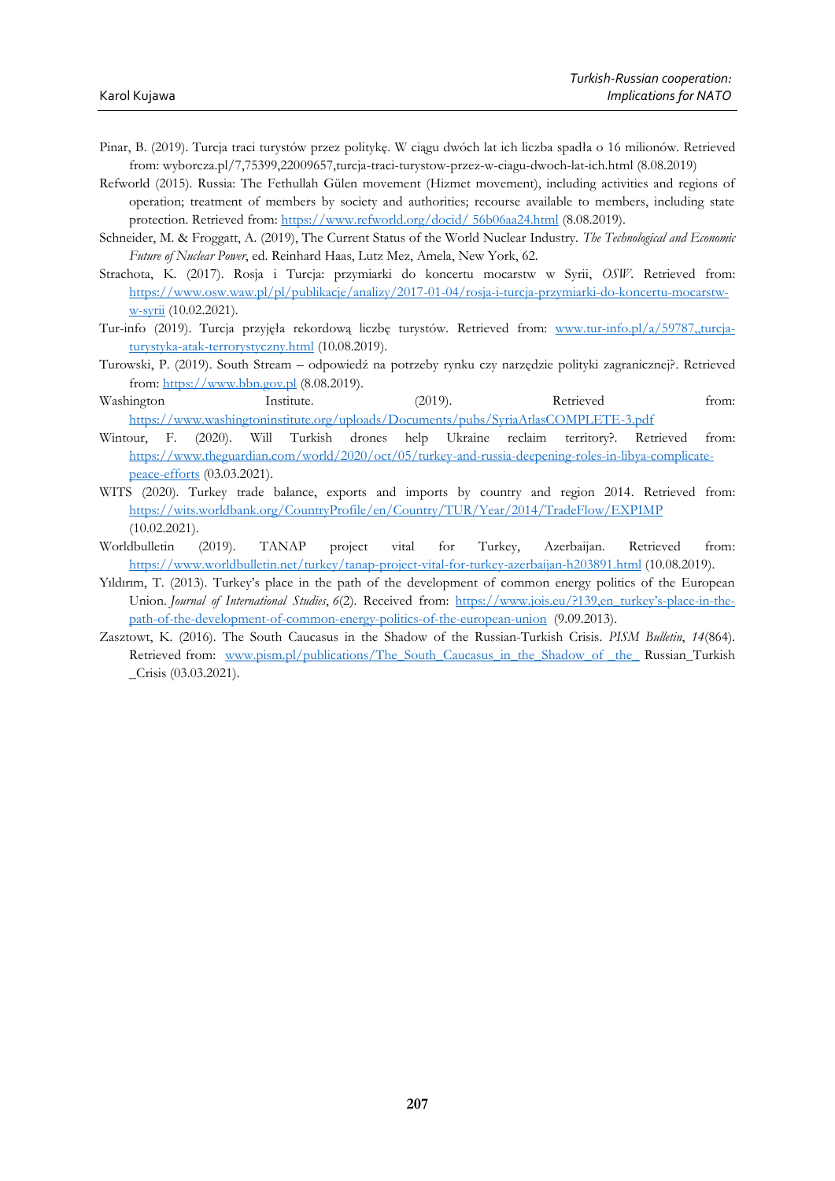Pinar, B. (2019). Turcja traci turystów przez politykę. W ciągu dwóch lat ich liczba spadła o 16 milionów. Retrieved from: wyborcza.pl/7,75399,22009657,turcja-traci-turystow-przez-w-ciagu-dwoch-lat-ich.html (8.08.2019)

Refworld (2015). Russia: The Fethullah Gülen movement (Hizmet movement), including activities and regions of operation; treatment of members by society and authorities; recourse available to members, including state protection. Retrieved from: https://www.refworld.org/docid/ 56b06aa24.html (8.08.2019).

Schneider, M. & Froggatt, A. (2019), The Current Status of the World Nuclear Industry. *The Technological and Economic Future of Nuclear Power*, ed. Reinhard Haas, Lutz Mez, Amela, New York, 62.

Strachota, K. (2017). Rosja i Turcja: przymiarki do koncertu mocarstw w Syrii, *OSW*. Retrieved from: https://www.osw.waw.pl/pl/publikacje/analizy/2017-01-04/rosja-i-turcja-przymiarki-do-koncertu-mocarstw-w-syrii (10.02.2021).

Tur-info (2019). Turcja przyjęła rekordową liczbę turystów. Retrieved from: www.tur-info.pl/a/59787,,turcja-turystyka-atak-terrorystyczny.html (10.08.2019).

Turowski, P. (2019). South Stream – odpowiedź na potrzeby rynku czy narzędzie polityki zagranicznej?. Retrieved from: https://www.bbn.gov.pl (8.08.2019).

Washington Institute. (2019). Retrieved from: https://www.washingtoninstitute.org/uploads/Documents/pubs/SyriaAtlasCOMPLETE-3.pdf

Wintour, F. (2020). Will Turkish drones help Ukraine reclaim territory?. Retrieved from: https://www.theguardian.com/world/2020/oct/05/turkey-and-russia-deepening-roles-in-libya-complicate-peace-efforts (03.03.2021).

WITS (2020). Turkey trade balance, exports and imports by country and region 2014. Retrieved from: https://wits.worldbank.org/CountryProfile/en/Country/TUR/Year/2014/TradeFlow/EXPIMP (10.02.2021).

Worldbulletin (2019). TANAP project vital for Turkey, Azerbaijan. Retrieved from: https://www.worldbulletin.net/turkey/tanap-project-vital-for-turkey-azerbaijan-h203891.html (10.08.2019).

Yıldırım, T. (2013). Turkey's place in the path of the development of common energy politics of the European Union. *Journal of International Studies*, *6*(2). Received from: https://www.jois.eu/?139,en_turkey's-place-in-the-path-of-the-development-of-common-energy-politics-of-the-european-union (9.09.2013).

Zasztowt, K. (2016). The South Caucasus in the Shadow of the Russian-Turkish Crisis. *PISM Bulletin*, *14*(864). Retrieved from: www.pism.pl/publications/The_South_Caucasus_in_the_Shadow_of _the_ Russian_Turkish _Crisis (03.03.2021).